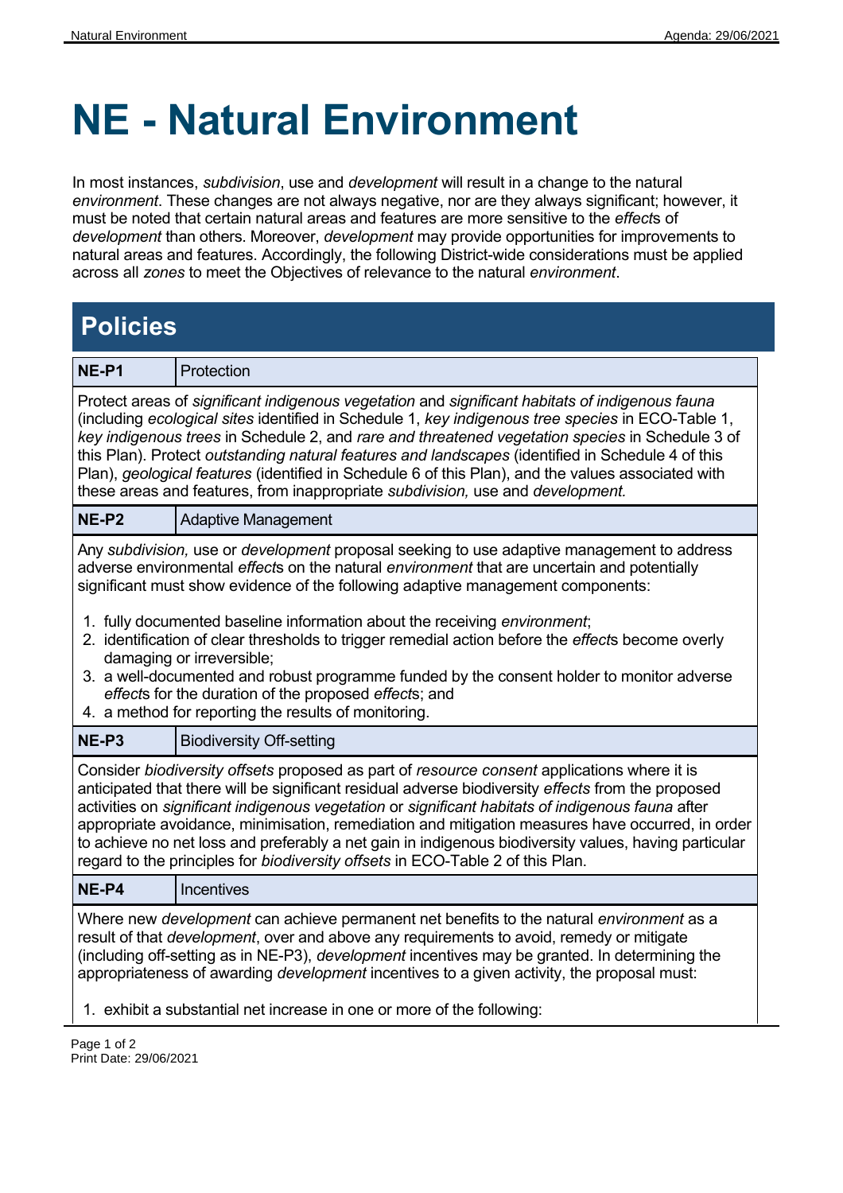# NE - Natural Environment

In most instances, *subdivision*, use and *development* will result in a change to the natural *environment*. These changes are not always negative, nor are they always significant; however, it must be noted that certain natural areas and features are more sensitive to the *effect*s of *development* than others. Moreover, *development* may provide opportunities for improvements to natural areas and features. Accordingly, the following District-wide considerations must be applied across all *zones* to meet the Objectives of relevance to the natural *environment*.

## Policies

**NE-P1** | Protection

Protect areas of *significant indigenous vegetation* and *significant habitats of indigenous fauna* (including *ecological sites* identified in Schedule 1, *key indigenous tree species* in ECO-Table 1, *key indigenous trees* in Schedule 2, and *rare and threatened vegetation species* in Schedule 3 of this Plan). Protect *outstanding natural features and landscapes* (identified in Schedule 4 of this Plan), *geological features* (identified in Schedule 6 of this Plan), and the values associated with these areas and features, from inappropriate *subdivision,* use and *development.*

**NE-P2** | Adaptive Management

Any *subdivision,* use or *development* proposal seeking to use adaptive management to address adverse environmental *effect*s on the natural *environment* that are uncertain and potentially significant must show evidence of the following adaptive management components:

1. fully documented baseline information about the receiving *environment*;
2. identification of clear thresholds to trigger remedial action before the *effect*s become overly damaging or irreversible;
3. a well-documented and robust programme funded by the consent holder to monitor adverse *effect*s for the duration of the proposed *effect*s; and
4. a method for reporting the results of monitoring.

**NE-P3** | Biodiversity Off-setting

Consider *biodiversity offsets* proposed as part of *resource consent* applications where it is anticipated that there will be significant residual adverse biodiversity *effects* from the proposed activities on *significant indigenous vegetation* or *significant habitats of indigenous fauna* after appropriate avoidance, minimisation, remediation and mitigation measures have occurred, in order to achieve no net loss and preferably a net gain in indigenous biodiversity values, having particular regard to the principles for *biodiversity offsets* in ECO-Table 2 of this Plan.

**NE-P4** | Incentives

Where new *development* can achieve permanent net benefits to the natural *environment* as a result of that *development*, over and above any requirements to avoid, remedy or mitigate (including off-setting as in NE-P3), *development* incentives may be granted. In determining the appropriateness of awarding *development* incentives to a given activity, the proposal must:

1. exhibit a substantial net increase in one or more of the following: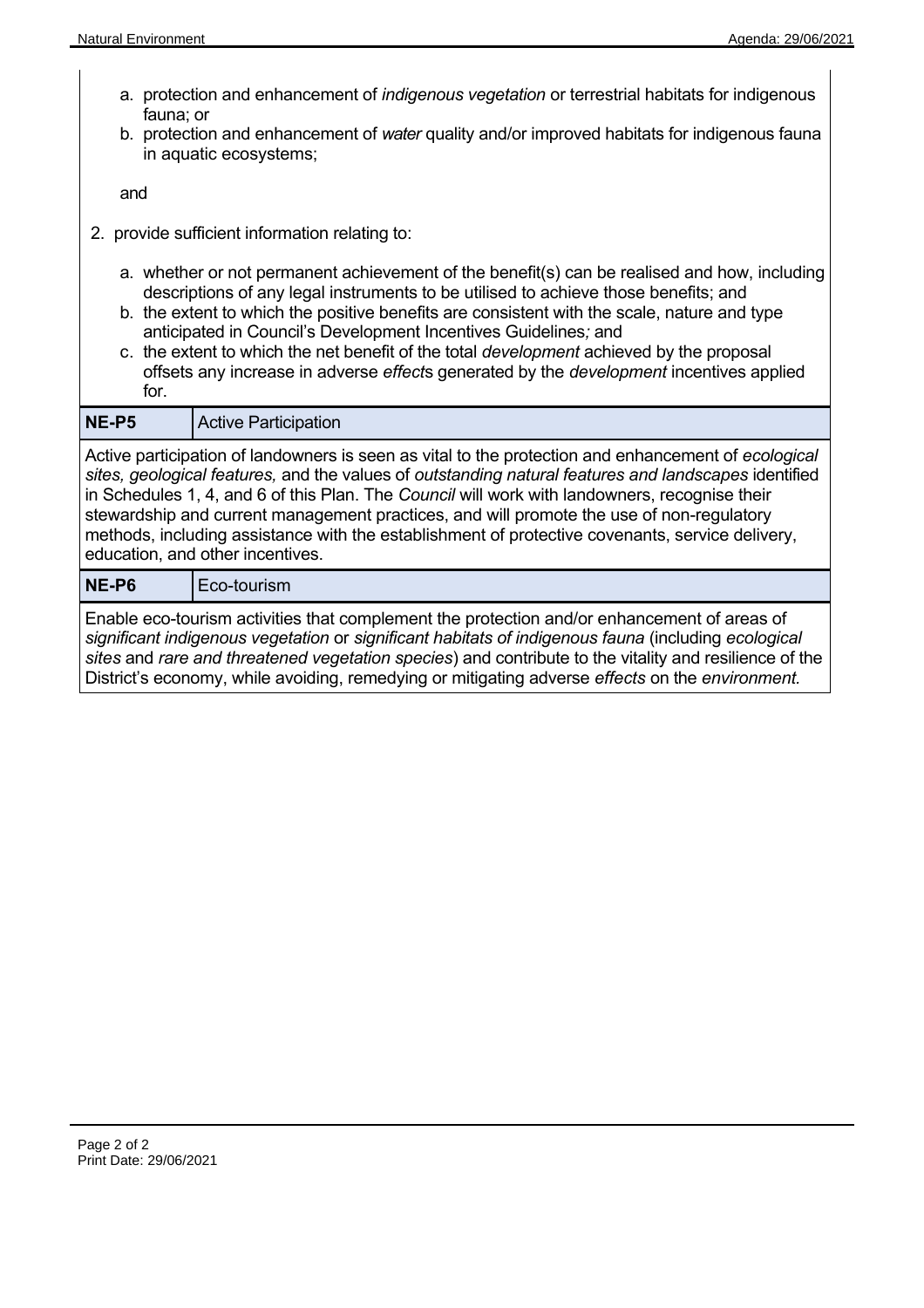a. protection and enhancement of *indigenous vegetation* or terrestrial habitats for indigenous fauna; or
b. protection and enhancement of *water* quality and/or improved habitats for indigenous fauna in aquatic ecosystems;

and

2. provide sufficient information relating to:

   a. whether or not permanent achievement of the benefit(s) can be realised and how, including descriptions of any legal instruments to be utilised to achieve those benefits; and
   b. the extent to which the positive benefits are consistent with the scale, nature and type anticipated in Council's Development Incentives Guidelines*;* and
   c. the extent to which the net benefit of the total *development* achieved by the proposal offsets any increase in adverse *effect*s generated by the *development* incentives applied for.

| **NE-P5** | Active Participation |
|---|---|

Active participation of landowners is seen as vital to the protection and enhancement of *ecological sites, geological features,* and the values of *outstanding natural features and landscapes* identified in Schedules 1, 4, and 6 of this Plan. The *Council* will work with landowners, recognise their stewardship and current management practices, and will promote the use of non-regulatory methods, including assistance with the establishment of protective covenants, service delivery, education, and other incentives.

| **NE-P6** | Eco-tourism |
|---|---|

Enable eco-tourism activities that complement the protection and/or enhancement of areas of *significant indigenous vegetation* or *significant habitats of indigenous fauna* (including *ecological sites* and *rare and threatened vegetation species*) and contribute to the vitality and resilience of the District's economy, while avoiding, remedying or mitigating adverse *effects* on the *environment.*